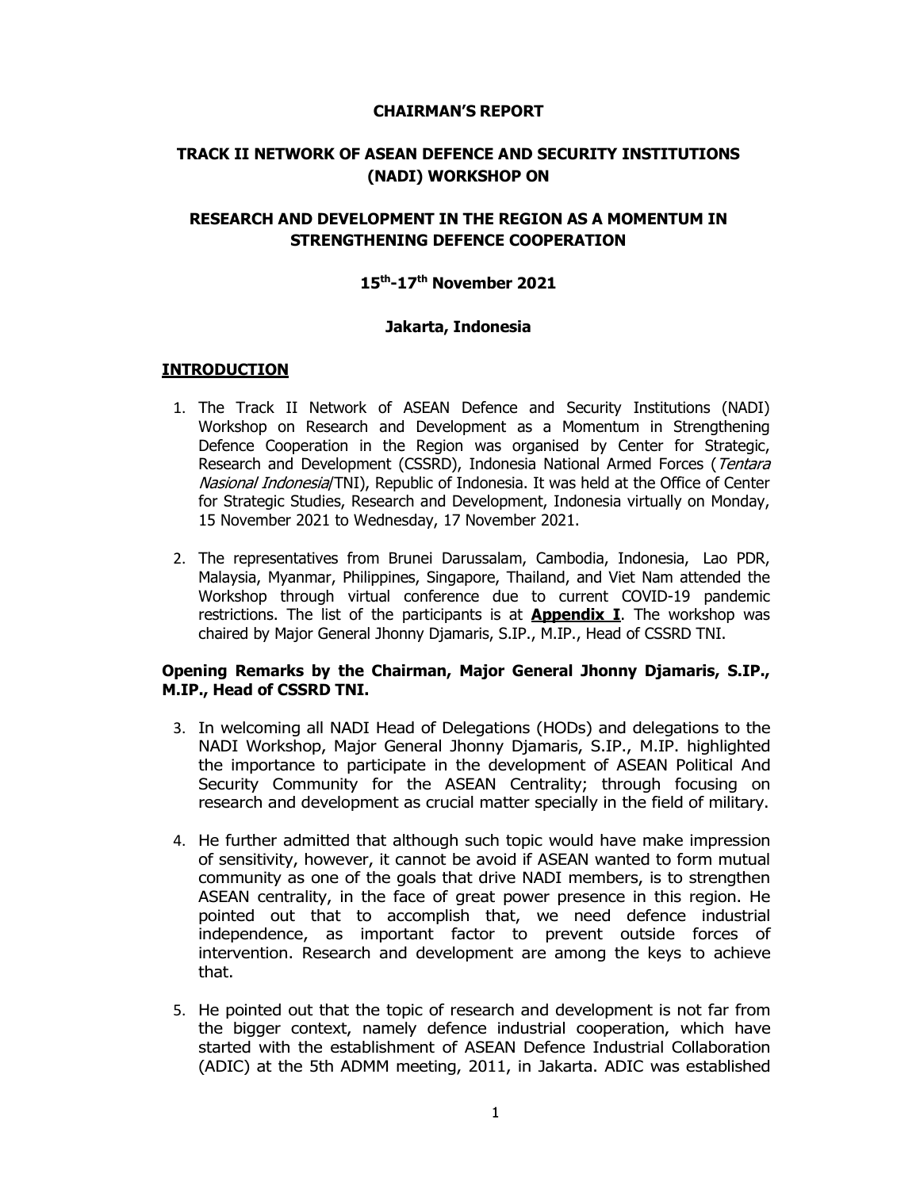**CHAIRMAN'S REPORT**

**TRACK II NETWORK OF ASEAN DEFENCE AND SECURITY INSTITUTIONS (NADI) WORKSHOP ON**

**RESEARCH AND DEVELOPMENT IN THE REGION AS A MOMENTUM IN STRENGTHENING DEFENCE COOPERATION**

**15th-17th November 2021**

**Jakarta, Indonesia**

## INTRODUCTION

1. The Track II Network of ASEAN Defence and Security Institutions (NADI) Workshop on Research and Development as a Momentum in Strengthening Defence Cooperation in the Region was organised by Center for Strategic, Research and Development (CSSRD), Indonesia National Armed Forces (*Tentara Nasional Indonesia*/TNI), Republic of Indonesia. It was held at the Office of Center for Strategic Studies, Research and Development, Indonesia virtually on Monday, 15 November 2021 to Wednesday, 17 November 2021.

2. The representatives from Brunei Darussalam, Cambodia, Indonesia, Lao PDR, Malaysia, Myanmar, Philippines, Singapore, Thailand, and Viet Nam attended the Workshop through virtual conference due to current COVID-19 pandemic restrictions. The list of the participants is at **Appendix I**. The workshop was chaired by Major General Jhonny Djamaris, S.IP., M.IP., Head of CSSRD TNI.

**Opening Remarks by the Chairman, Major General Jhonny Djamaris, S.IP., M.IP., Head of CSSRD TNI.**

3. In welcoming all NADI Head of Delegations (HODs) and delegations to the NADI Workshop, Major General Jhonny Djamaris, S.IP., M.IP. highlighted the importance to participate in the development of ASEAN Political And Security Community for the ASEAN Centrality; through focusing on research and development as crucial matter specially in the field of military.

4. He further admitted that although such topic would have make impression of sensitivity, however, it cannot be avoid if ASEAN wanted to form mutual community as one of the goals that drive NADI members, is to strengthen ASEAN centrality, in the face of great power presence in this region. He pointed out that to accomplish that, we need defence industrial independence, as important factor to prevent outside forces of intervention. Research and development are among the keys to achieve that.

5. He pointed out that the topic of research and development is not far from the bigger context, namely defence industrial cooperation, which have started with the establishment of ASEAN Defence Industrial Collaboration (ADIC) at the 5th ADMM meeting, 2011, in Jakarta. ADIC was established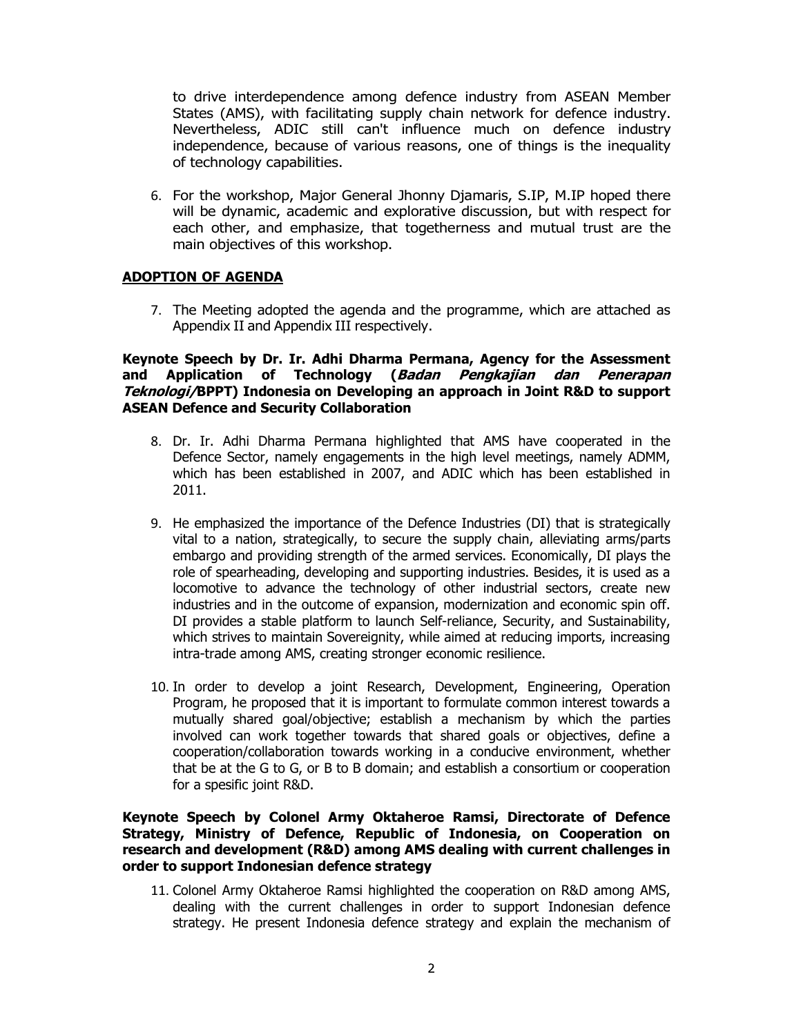to drive interdependence among defence industry from ASEAN Member States (AMS), with facilitating supply chain network for defence industry. Nevertheless, ADIC still can't influence much on defence industry independence, because of various reasons, one of things is the inequality of technology capabilities.

6. For the workshop, Major General Jhonny Djamaris, S.IP, M.IP hoped there will be dynamic, academic and explorative discussion, but with respect for each other, and emphasize, that togetherness and mutual trust are the main objectives of this workshop.

## ADOPTION OF AGENDA

7. The Meeting adopted the agenda and the programme, which are attached as Appendix II and Appendix III respectively.

**Keynote Speech by Dr. Ir. Adhi Dharma Permana, Agency for the Assessment and Application of Technology (*Badan Pengkajian dan Penerapan Teknologi/*BPPT) Indonesia on Developing an approach in Joint R&D to support ASEAN Defence and Security Collaboration**

8. Dr. Ir. Adhi Dharma Permana highlighted that AMS have cooperated in the Defence Sector, namely engagements in the high level meetings, namely ADMM, which has been established in 2007, and ADIC which has been established in 2011.

9. He emphasized the importance of the Defence Industries (DI) that is strategically vital to a nation, strategically, to secure the supply chain, alleviating arms/parts embargo and providing strength of the armed services. Economically, DI plays the role of spearheading, developing and supporting industries. Besides, it is used as a locomotive to advance the technology of other industrial sectors, create new industries and in the outcome of expansion, modernization and economic spin off. DI provides a stable platform to launch Self-reliance, Security, and Sustainability, which strives to maintain Sovereignity, while aimed at reducing imports, increasing intra-trade among AMS, creating stronger economic resilience.

10. In order to develop a joint Research, Development, Engineering, Operation Program, he proposed that it is important to formulate common interest towards a mutually shared goal/objective; establish a mechanism by which the parties involved can work together towards that shared goals or objectives, define a cooperation/collaboration towards working in a conducive environment, whether that be at the G to G, or B to B domain; and establish a consortium or cooperation for a spesific joint R&D.

**Keynote Speech by Colonel Army Oktaheroe Ramsi, Directorate of Defence Strategy, Ministry of Defence, Republic of Indonesia, on Cooperation on research and development (R&D) among AMS dealing with current challenges in order to support Indonesian defence strategy**

11. Colonel Army Oktaheroe Ramsi highlighted the cooperation on R&D among AMS, dealing with the current challenges in order to support Indonesian defence strategy. He present Indonesia defence strategy and explain the mechanism of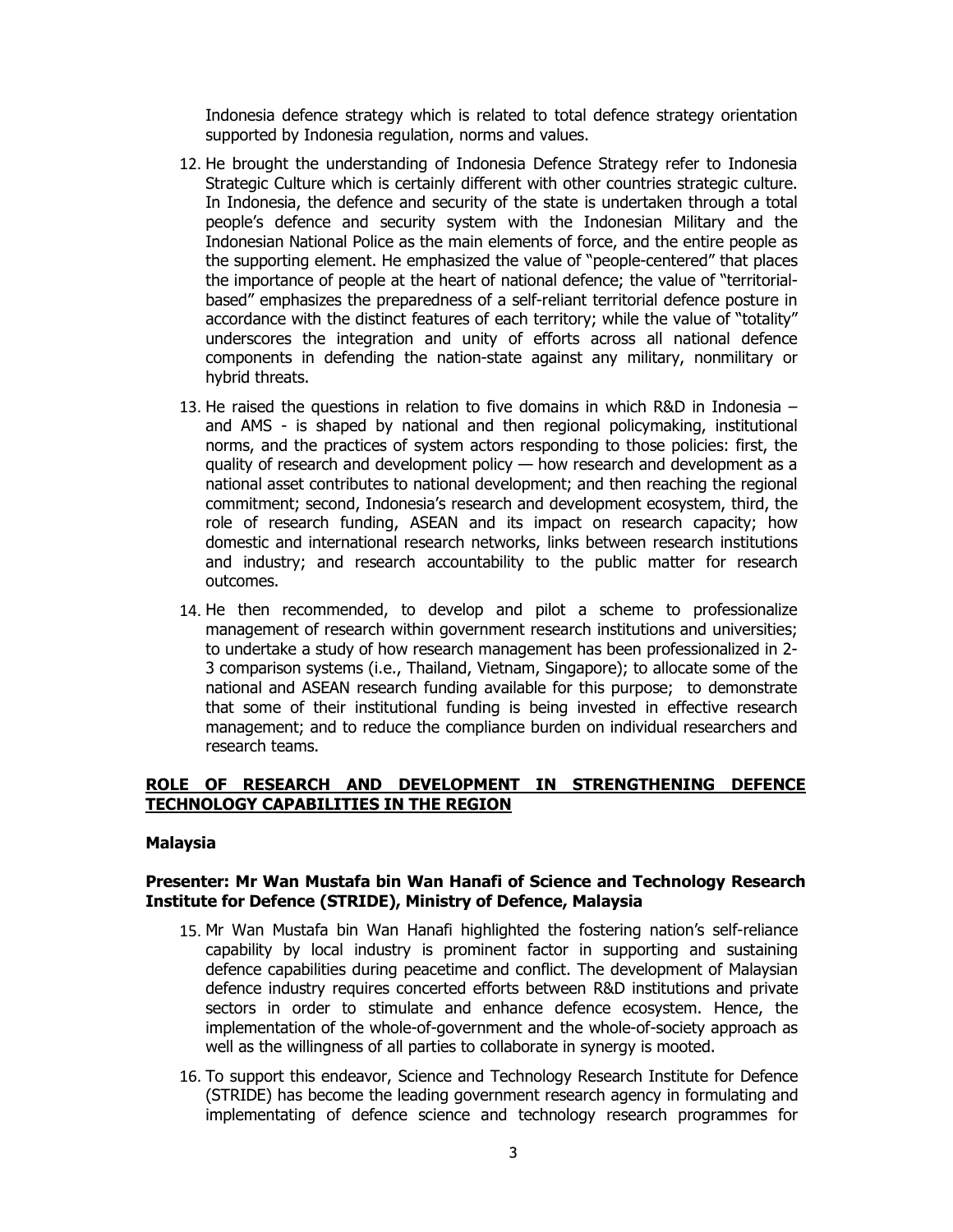Indonesia defence strategy which is related to total defence strategy orientation supported by Indonesia regulation, norms and values.

12. He brought the understanding of Indonesia Defence Strategy refer to Indonesia Strategic Culture which is certainly different with other countries strategic culture. In Indonesia, the defence and security of the state is undertaken through a total people's defence and security system with the Indonesian Military and the Indonesian National Police as the main elements of force, and the entire people as the supporting element. He emphasized the value of "people-centered" that places the importance of people at the heart of national defence; the value of "territorial-based" emphasizes the preparedness of a self-reliant territorial defence posture in accordance with the distinct features of each territory; while the value of "totality" underscores the integration and unity of efforts across all national defence components in defending the nation-state against any military, nonmilitary or hybrid threats.

13. He raised the questions in relation to five domains in which R&D in Indonesia – and AMS - is shaped by national and then regional policymaking, institutional norms, and the practices of system actors responding to those policies: first, the quality of research and development policy — how research and development as a national asset contributes to national development; and then reaching the regional commitment; second, Indonesia's research and development ecosystem, third, the role of research funding, ASEAN and its impact on research capacity; how domestic and international research networks, links between research institutions and industry; and research accountability to the public matter for research outcomes.

14. He then recommended, to develop and pilot a scheme to professionalize management of research within government research institutions and universities; to undertake a study of how research management has been professionalized in 2-3 comparison systems (i.e., Thailand, Vietnam, Singapore); to allocate some of the national and ASEAN research funding available for this purpose; to demonstrate that some of their institutional funding is being invested in effective research management; and to reduce the compliance burden on individual researchers and research teams.

**ROLE OF RESEARCH AND DEVELOPMENT IN STRENGTHENING DEFENCE TECHNOLOGY CAPABILITIES IN THE REGION**

**Malaysia**

**Presenter: Mr Wan Mustafa bin Wan Hanafi of Science and Technology Research Institute for Defence (STRIDE), Ministry of Defence, Malaysia**

15. Mr Wan Mustafa bin Wan Hanafi highlighted the fostering nation's self-reliance capability by local industry is prominent factor in supporting and sustaining defence capabilities during peacetime and conflict. The development of Malaysian defence industry requires concerted efforts between R&D institutions and private sectors in order to stimulate and enhance defence ecosystem. Hence, the implementation of the whole-of-government and the whole-of-society approach as well as the willingness of all parties to collaborate in synergy is mooted.

16. To support this endeavor, Science and Technology Research Institute for Defence (STRIDE) has become the leading government research agency in formulating and implementating of defence science and technology research programmes for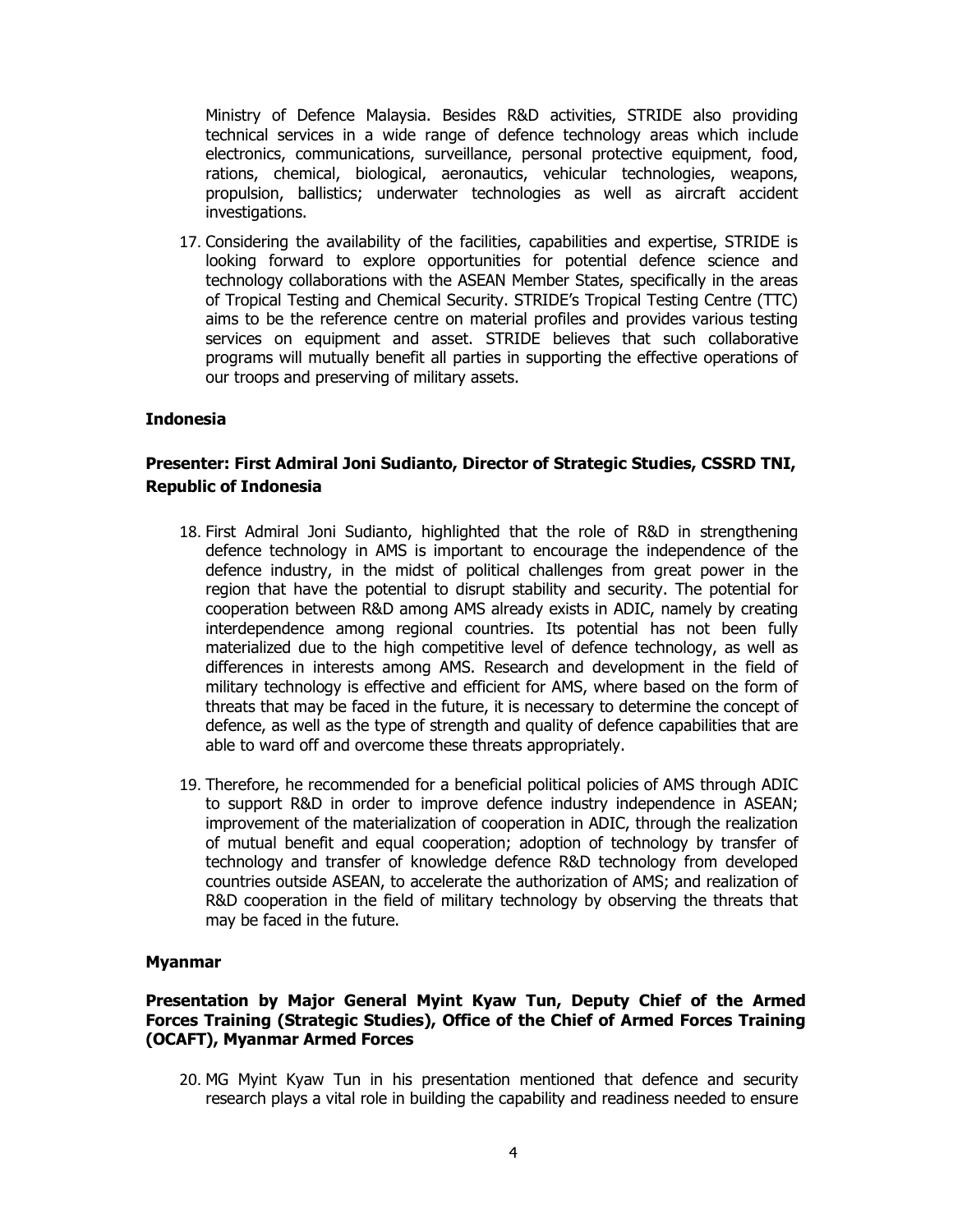Ministry of Defence Malaysia. Besides R&D activities, STRIDE also providing technical services in a wide range of defence technology areas which include electronics, communications, surveillance, personal protective equipment, food, rations, chemical, biological, aeronautics, vehicular technologies, weapons, propulsion, ballistics; underwater technologies as well as aircraft accident investigations.

17. Considering the availability of the facilities, capabilities and expertise, STRIDE is looking forward to explore opportunities for potential defence science and technology collaborations with the ASEAN Member States, specifically in the areas of Tropical Testing and Chemical Security. STRIDE's Tropical Testing Centre (TTC) aims to be the reference centre on material profiles and provides various testing services on equipment and asset. STRIDE believes that such collaborative programs will mutually benefit all parties in supporting the effective operations of our troops and preserving of military assets.

**Indonesia**

**Presenter: First Admiral Joni Sudianto, Director of Strategic Studies, CSSRD TNI, Republic of Indonesia**

18. First Admiral Joni Sudianto, highlighted that the role of R&D in strengthening defence technology in AMS is important to encourage the independence of the defence industry, in the midst of political challenges from great power in the region that have the potential to disrupt stability and security. The potential for cooperation between R&D among AMS already exists in ADIC, namely by creating interdependence among regional countries. Its potential has not been fully materialized due to the high competitive level of defence technology, as well as differences in interests among AMS. Research and development in the field of military technology is effective and efficient for AMS, where based on the form of threats that may be faced in the future, it is necessary to determine the concept of defence, as well as the type of strength and quality of defence capabilities that are able to ward off and overcome these threats appropriately.

19. Therefore, he recommended for a beneficial political policies of AMS through ADIC to support R&D in order to improve defence industry independence in ASEAN; improvement of the materialization of cooperation in ADIC, through the realization of mutual benefit and equal cooperation; adoption of technology by transfer of technology and transfer of knowledge defence R&D technology from developed countries outside ASEAN, to accelerate the authorization of AMS; and realization of R&D cooperation in the field of military technology by observing the threats that may be faced in the future.

**Myanmar**

**Presentation by Major General Myint Kyaw Tun, Deputy Chief of the Armed Forces Training (Strategic Studies), Office of the Chief of Armed Forces Training (OCAFT), Myanmar Armed Forces**

20. MG Myint Kyaw Tun in his presentation mentioned that defence and security research plays a vital role in building the capability and readiness needed to ensure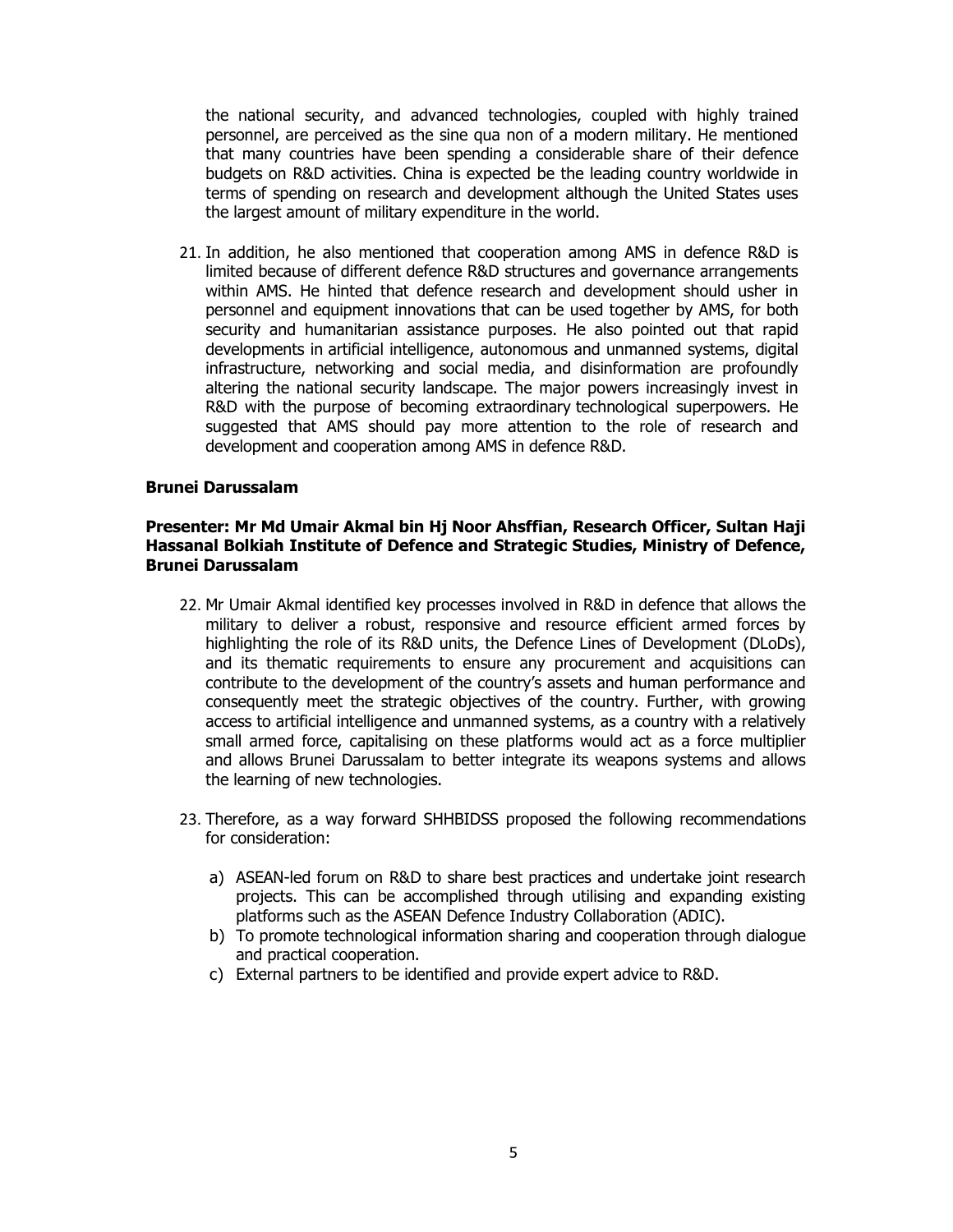the national security, and advanced technologies, coupled with highly trained personnel, are perceived as the sine qua non of a modern military. He mentioned that many countries have been spending a considerable share of their defence budgets on R&D activities. China is expected be the leading country worldwide in terms of spending on research and development although the United States uses the largest amount of military expenditure in the world.

21. In addition, he also mentioned that cooperation among AMS in defence R&D is limited because of different defence R&D structures and governance arrangements within AMS. He hinted that defence research and development should usher in personnel and equipment innovations that can be used together by AMS, for both security and humanitarian assistance purposes. He also pointed out that rapid developments in artificial intelligence, autonomous and unmanned systems, digital infrastructure, networking and social media, and disinformation are profoundly altering the national security landscape. The major powers increasingly invest in R&D with the purpose of becoming extraordinary technological superpowers. He suggested that AMS should pay more attention to the role of research and development and cooperation among AMS in defence R&D.

**Brunei Darussalam**

**Presenter: Mr Md Umair Akmal bin Hj Noor Ahsffian, Research Officer, Sultan Haji Hassanal Bolkiah Institute of Defence and Strategic Studies, Ministry of Defence, Brunei Darussalam**

22. Mr Umair Akmal identified key processes involved in R&D in defence that allows the military to deliver a robust, responsive and resource efficient armed forces by highlighting the role of its R&D units, the Defence Lines of Development (DLoDs), and its thematic requirements to ensure any procurement and acquisitions can contribute to the development of the country's assets and human performance and consequently meet the strategic objectives of the country. Further, with growing access to artificial intelligence and unmanned systems, as a country with a relatively small armed force, capitalising on these platforms would act as a force multiplier and allows Brunei Darussalam to better integrate its weapons systems and allows the learning of new technologies.

23. Therefore, as a way forward SHHBIDSS proposed the following recommendations for consideration:

    a) ASEAN-led forum on R&D to share best practices and undertake joint research projects. This can be accomplished through utilising and expanding existing platforms such as the ASEAN Defence Industry Collaboration (ADIC).
    b) To promote technological information sharing and cooperation through dialogue and practical cooperation.
    c) External partners to be identified and provide expert advice to R&D.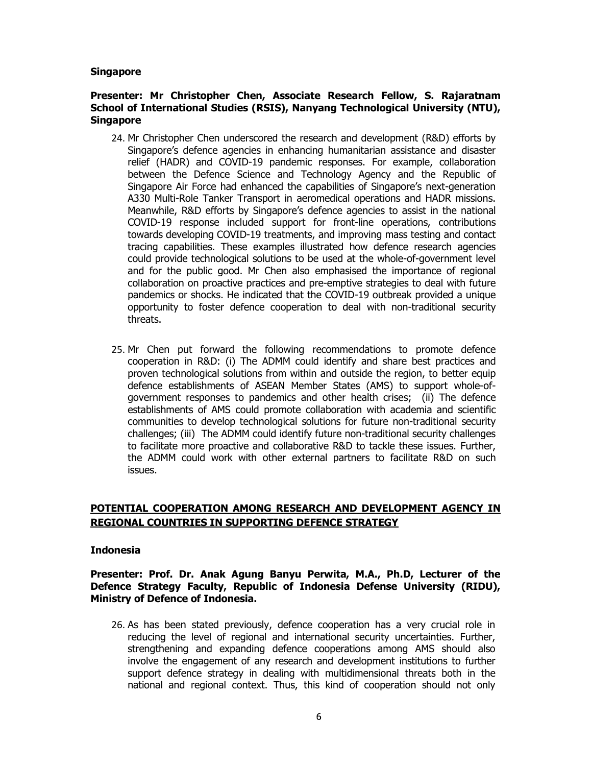**Singapore**

**Presenter: Mr Christopher Chen, Associate Research Fellow, S. Rajaratnam School of International Studies (RSIS), Nanyang Technological University (NTU), Singapore**

24. Mr Christopher Chen underscored the research and development (R&D) efforts by Singapore's defence agencies in enhancing humanitarian assistance and disaster relief (HADR) and COVID-19 pandemic responses. For example, collaboration between the Defence Science and Technology Agency and the Republic of Singapore Air Force had enhanced the capabilities of Singapore's next-generation A330 Multi-Role Tanker Transport in aeromedical operations and HADR missions. Meanwhile, R&D efforts by Singapore's defence agencies to assist in the national COVID-19 response included support for front-line operations, contributions towards developing COVID-19 treatments, and improving mass testing and contact tracing capabilities. These examples illustrated how defence research agencies could provide technological solutions to be used at the whole-of-government level and for the public good. Mr Chen also emphasised the importance of regional collaboration on proactive practices and pre-emptive strategies to deal with future pandemics or shocks. He indicated that the COVID-19 outbreak provided a unique opportunity to foster defence cooperation to deal with non-traditional security threats.

25. Mr Chen put forward the following recommendations to promote defence cooperation in R&D: (i) The ADMM could identify and share best practices and proven technological solutions from within and outside the region, to better equip defence establishments of ASEAN Member States (AMS) to support whole-of-government responses to pandemics and other health crises; (ii) The defence establishments of AMS could promote collaboration with academia and scientific communities to develop technological solutions for future non-traditional security challenges; (iii) The ADMM could identify future non-traditional security challenges to facilitate more proactive and collaborative R&D to tackle these issues. Further, the ADMM could work with other external partners to facilitate R&D on such issues.

## POTENTIAL COOPERATION AMONG RESEARCH AND DEVELOPMENT AGENCY IN REGIONAL COUNTRIES IN SUPPORTING DEFENCE STRATEGY

**Indonesia**

**Presenter: Prof. Dr. Anak Agung Banyu Perwita, M.A., Ph.D, Lecturer of the Defence Strategy Faculty, Republic of Indonesia Defense University (RIDU), Ministry of Defence of Indonesia.**

26. As has been stated previously, defence cooperation has a very crucial role in reducing the level of regional and international security uncertainties. Further, strengthening and expanding defence cooperations among AMS should also involve the engagement of any research and development institutions to further support defence strategy in dealing with multidimensional threats both in the national and regional context. Thus, this kind of cooperation should not only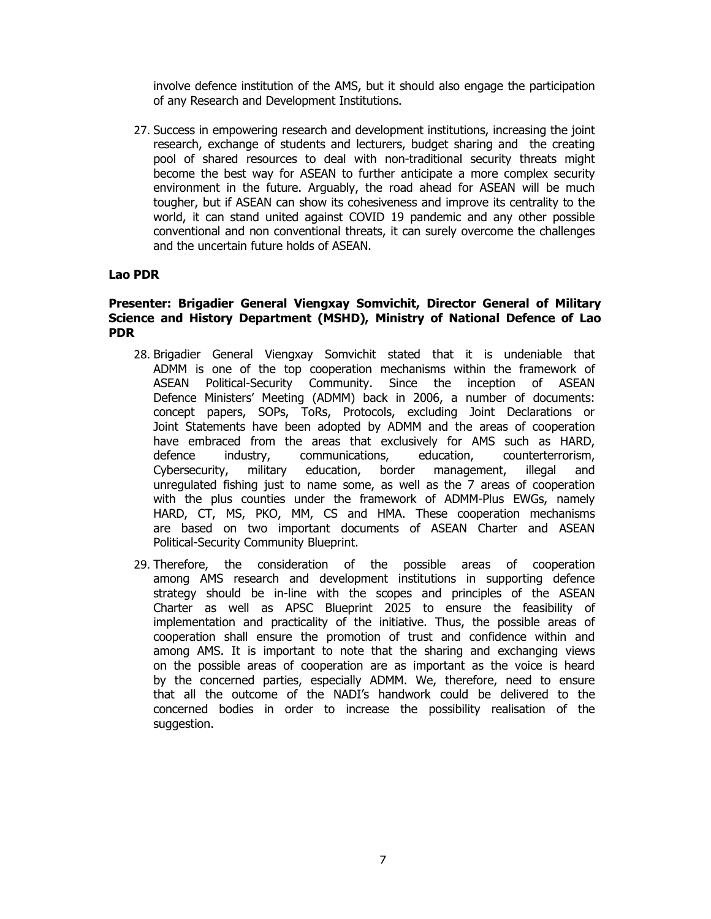involve defence institution of the AMS, but it should also engage the participation of any Research and Development Institutions.

27. Success in empowering research and development institutions, increasing the joint research, exchange of students and lecturers, budget sharing and the creating pool of shared resources to deal with non-traditional security threats might become the best way for ASEAN to further anticipate a more complex security environment in the future. Arguably, the road ahead for ASEAN will be much tougher, but if ASEAN can show its cohesiveness and improve its centrality to the world, it can stand united against COVID 19 pandemic and any other possible conventional and non conventional threats, it can surely overcome the challenges and the uncertain future holds of ASEAN.

**Lao PDR**

**Presenter: Brigadier General Viengxay Somvichit, Director General of Military Science and History Department (MSHD), Ministry of National Defence of Lao PDR**

28. Brigadier General Viengxay Somvichit stated that it is undeniable that ADMM is one of the top cooperation mechanisms within the framework of ASEAN Political-Security Community. Since the inception of ASEAN Defence Ministers' Meeting (ADMM) back in 2006, a number of documents: concept papers, SOPs, ToRs, Protocols, excluding Joint Declarations or Joint Statements have been adopted by ADMM and the areas of cooperation have embraced from the areas that exclusively for AMS such as HARD, defence industry, communications, education, counterterrorism, Cybersecurity, military education, border management, illegal and unregulated fishing just to name some, as well as the 7 areas of cooperation with the plus counties under the framework of ADMM-Plus EWGs, namely HARD, CT, MS, PKO, MM, CS and HMA. These cooperation mechanisms are based on two important documents of ASEAN Charter and ASEAN Political-Security Community Blueprint.

29. Therefore, the consideration of the possible areas of cooperation among AMS research and development institutions in supporting defence strategy should be in-line with the scopes and principles of the ASEAN Charter as well as APSC Blueprint 2025 to ensure the feasibility of implementation and practicality of the initiative. Thus, the possible areas of cooperation shall ensure the promotion of trust and confidence within and among AMS. It is important to note that the sharing and exchanging views on the possible areas of cooperation are as important as the voice is heard by the concerned parties, especially ADMM. We, therefore, need to ensure that all the outcome of the NADI's handwork could be delivered to the concerned bodies in order to increase the possibility realisation of the suggestion.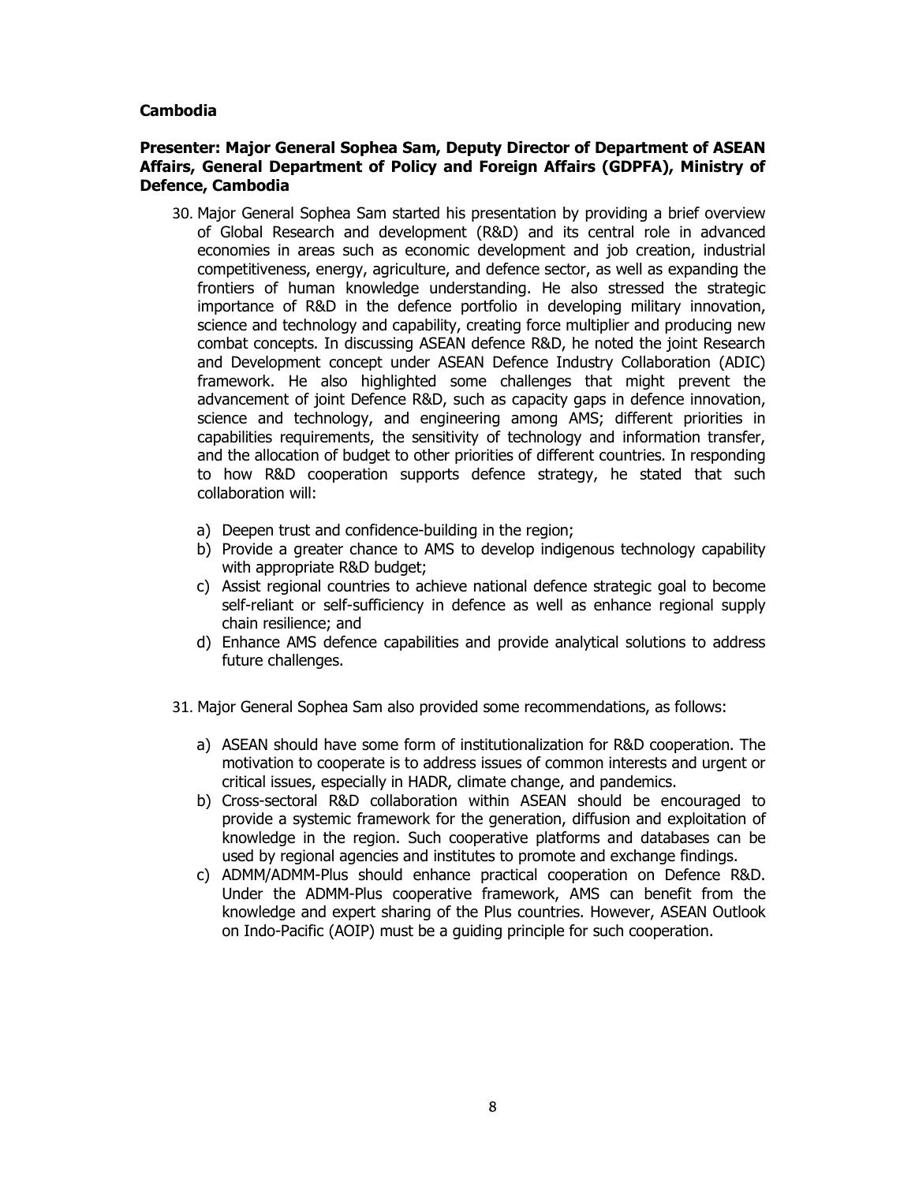**Cambodia**

**Presenter: Major General Sophea Sam, Deputy Director of Department of ASEAN Affairs, General Department of Policy and Foreign Affairs (GDPFA), Ministry of Defence, Cambodia**

30. Major General Sophea Sam started his presentation by providing a brief overview of Global Research and development (R&D) and its central role in advanced economies in areas such as economic development and job creation, industrial competitiveness, energy, agriculture, and defence sector, as well as expanding the frontiers of human knowledge understanding. He also stressed the strategic importance of R&D in the defence portfolio in developing military innovation, science and technology and capability, creating force multiplier and producing new combat concepts. In discussing ASEAN defence R&D, he noted the joint Research and Development concept under ASEAN Defence Industry Collaboration (ADIC) framework. He also highlighted some challenges that might prevent the advancement of joint Defence R&D, such as capacity gaps in defence innovation, science and technology, and engineering among AMS; different priorities in capabilities requirements, the sensitivity of technology and information transfer, and the allocation of budget to other priorities of different countries. In responding to how R&D cooperation supports defence strategy, he stated that such collaboration will:

    a) Deepen trust and confidence-building in the region;
    b) Provide a greater chance to AMS to develop indigenous technology capability with appropriate R&D budget;
    c) Assist regional countries to achieve national defence strategic goal to become self-reliant or self-sufficiency in defence as well as enhance regional supply chain resilience; and
    d) Enhance AMS defence capabilities and provide analytical solutions to address future challenges.

31. Major General Sophea Sam also provided some recommendations, as follows:

    a) ASEAN should have some form of institutionalization for R&D cooperation. The motivation to cooperate is to address issues of common interests and urgent or critical issues, especially in HADR, climate change, and pandemics.
    b) Cross-sectoral R&D collaboration within ASEAN should be encouraged to provide a systemic framework for the generation, diffusion and exploitation of knowledge in the region. Such cooperative platforms and databases can be used by regional agencies and institutes to promote and exchange findings.
    c) ADMM/ADMM-Plus should enhance practical cooperation on Defence R&D. Under the ADMM-Plus cooperative framework, AMS can benefit from the knowledge and expert sharing of the Plus countries. However, ASEAN Outlook on Indo-Pacific (AOIP) must be a guiding principle for such cooperation.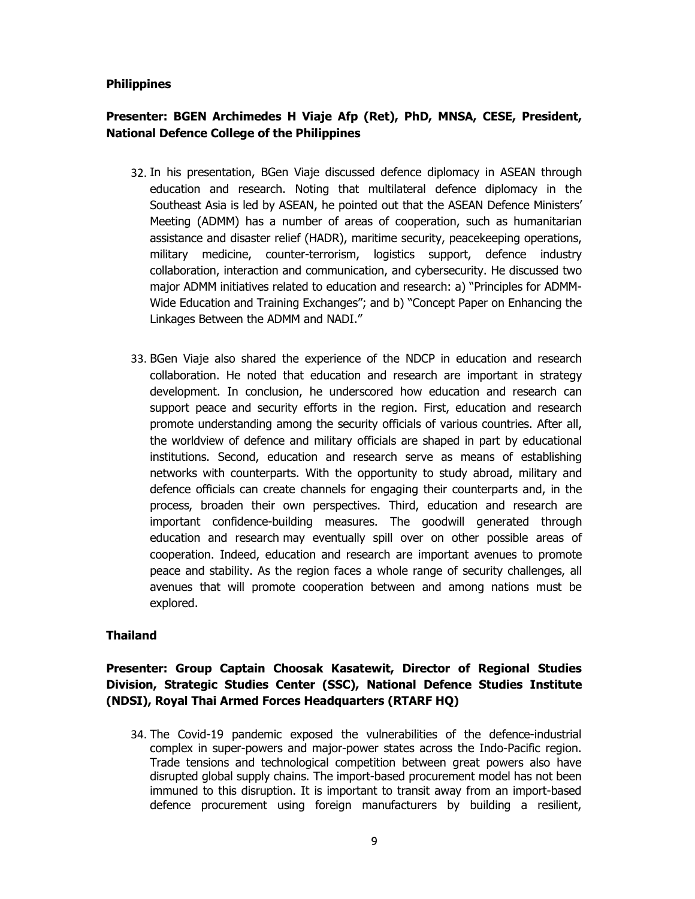**Philippines**

**Presenter: BGEN Archimedes H Viaje Afp (Ret), PhD, MNSA, CESE, President, National Defence College of the Philippines**

32. In his presentation, BGen Viaje discussed defence diplomacy in ASEAN through education and research. Noting that multilateral defence diplomacy in the Southeast Asia is led by ASEAN, he pointed out that the ASEAN Defence Ministers' Meeting (ADMM) has a number of areas of cooperation, such as humanitarian assistance and disaster relief (HADR), maritime security, peacekeeping operations, military medicine, counter-terrorism, logistics support, defence industry collaboration, interaction and communication, and cybersecurity. He discussed two major ADMM initiatives related to education and research: a) "Principles for ADMM-Wide Education and Training Exchanges"; and b) "Concept Paper on Enhancing the Linkages Between the ADMM and NADI."

33. BGen Viaje also shared the experience of the NDCP in education and research collaboration. He noted that education and research are important in strategy development. In conclusion, he underscored how education and research can support peace and security efforts in the region. First, education and research promote understanding among the security officials of various countries. After all, the worldview of defence and military officials are shaped in part by educational institutions. Second, education and research serve as means of establishing networks with counterparts. With the opportunity to study abroad, military and defence officials can create channels for engaging their counterparts and, in the process, broaden their own perspectives. Third, education and research are important confidence-building measures. The goodwill generated through education and research may eventually spill over on other possible areas of cooperation. Indeed, education and research are important avenues to promote peace and stability. As the region faces a whole range of security challenges, all avenues that will promote cooperation between and among nations must be explored.

**Thailand**

**Presenter: Group Captain Choosak Kasatewit, Director of Regional Studies Division, Strategic Studies Center (SSC), National Defence Studies Institute (NDSI), Royal Thai Armed Forces Headquarters (RTARF HQ)**

34. The Covid-19 pandemic exposed the vulnerabilities of the defence-industrial complex in super-powers and major-power states across the Indo-Pacific region. Trade tensions and technological competition between great powers also have disrupted global supply chains. The import-based procurement model has not been immuned to this disruption. It is important to transit away from an import-based defence procurement using foreign manufacturers by building a resilient,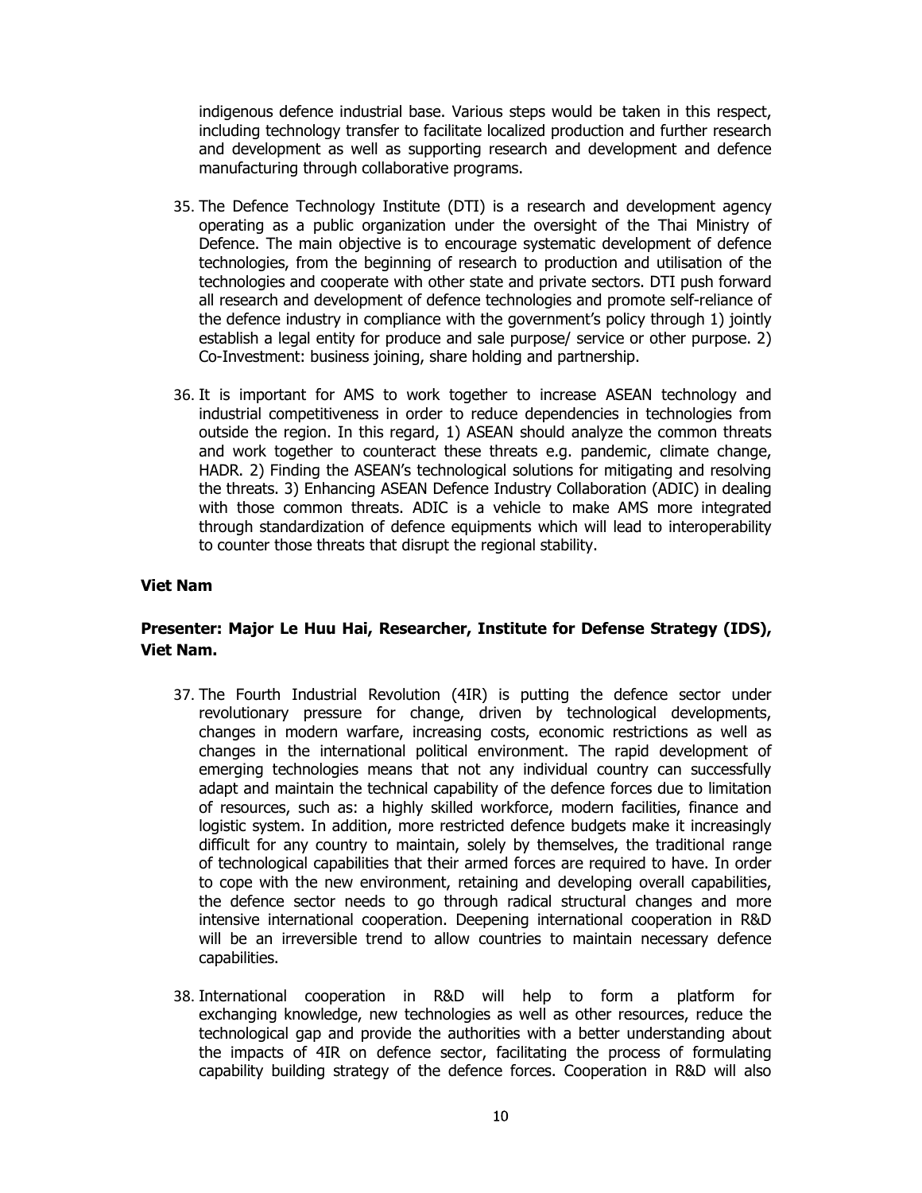indigenous defence industrial base. Various steps would be taken in this respect, including technology transfer to facilitate localized production and further research and development as well as supporting research and development and defence manufacturing through collaborative programs.

35. The Defence Technology Institute (DTI) is a research and development agency operating as a public organization under the oversight of the Thai Ministry of Defence. The main objective is to encourage systematic development of defence technologies, from the beginning of research to production and utilisation of the technologies and cooperate with other state and private sectors. DTI push forward all research and development of defence technologies and promote self-reliance of the defence industry in compliance with the government's policy through 1) jointly establish a legal entity for produce and sale purpose/ service or other purpose. 2) Co-Investment: business joining, share holding and partnership.

36. It is important for AMS to work together to increase ASEAN technology and industrial competitiveness in order to reduce dependencies in technologies from outside the region. In this regard, 1) ASEAN should analyze the common threats and work together to counteract these threats e.g. pandemic, climate change, HADR. 2) Finding the ASEAN's technological solutions for mitigating and resolving the threats. 3) Enhancing ASEAN Defence Industry Collaboration (ADIC) in dealing with those common threats. ADIC is a vehicle to make AMS more integrated through standardization of defence equipments which will lead to interoperability to counter those threats that disrupt the regional stability.

**Viet Nam**

**Presenter: Major Le Huu Hai, Researcher, Institute for Defense Strategy (IDS), Viet Nam.**

37. The Fourth Industrial Revolution (4IR) is putting the defence sector under revolutionary pressure for change, driven by technological developments, changes in modern warfare, increasing costs, economic restrictions as well as changes in the international political environment. The rapid development of emerging technologies means that not any individual country can successfully adapt and maintain the technical capability of the defence forces due to limitation of resources, such as: a highly skilled workforce, modern facilities, finance and logistic system. In addition, more restricted defence budgets make it increasingly difficult for any country to maintain, solely by themselves, the traditional range of technological capabilities that their armed forces are required to have. In order to cope with the new environment, retaining and developing overall capabilities, the defence sector needs to go through radical structural changes and more intensive international cooperation. Deepening international cooperation in R&D will be an irreversible trend to allow countries to maintain necessary defence capabilities.

38. International cooperation in R&D will help to form a platform for exchanging knowledge, new technologies as well as other resources, reduce the technological gap and provide the authorities with a better understanding about the impacts of 4IR on defence sector, facilitating the process of formulating capability building strategy of the defence forces. Cooperation in R&D will also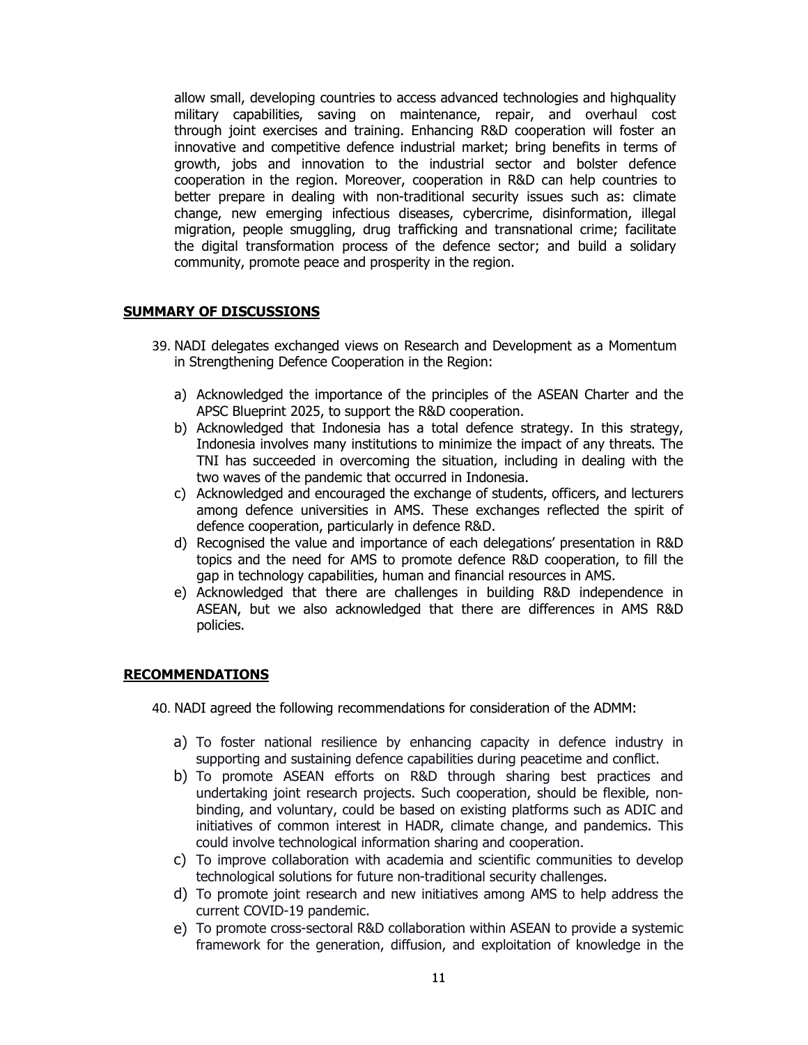allow small, developing countries to access advanced technologies and highquality military capabilities, saving on maintenance, repair, and overhaul cost through joint exercises and training. Enhancing R&D cooperation will foster an innovative and competitive defence industrial market; bring benefits in terms of growth, jobs and innovation to the industrial sector and bolster defence cooperation in the region. Moreover, cooperation in R&D can help countries to better prepare in dealing with non-traditional security issues such as: climate change, new emerging infectious diseases, cybercrime, disinformation, illegal migration, people smuggling, drug trafficking and transnational crime; facilitate the digital transformation process of the defence sector; and build a solidary community, promote peace and prosperity in the region.

## SUMMARY OF DISCUSSIONS

39. NADI delegates exchanged views on Research and Development as a Momentum in Strengthening Defence Cooperation in the Region:

    a) Acknowledged the importance of the principles of the ASEAN Charter and the APSC Blueprint 2025, to support the R&D cooperation.
    b) Acknowledged that Indonesia has a total defence strategy. In this strategy, Indonesia involves many institutions to minimize the impact of any threats. The TNI has succeeded in overcoming the situation, including in dealing with the two waves of the pandemic that occurred in Indonesia.
    c) Acknowledged and encouraged the exchange of students, officers, and lecturers among defence universities in AMS. These exchanges reflected the spirit of defence cooperation, particularly in defence R&D.
    d) Recognised the value and importance of each delegations' presentation in R&D topics and the need for AMS to promote defence R&D cooperation, to fill the gap in technology capabilities, human and financial resources in AMS.
    e) Acknowledged that there are challenges in building R&D independence in ASEAN, but we also acknowledged that there are differences in AMS R&D policies.

## RECOMMENDATIONS

40. NADI agreed the following recommendations for consideration of the ADMM:

    a) To foster national resilience by enhancing capacity in defence industry in supporting and sustaining defence capabilities during peacetime and conflict.
    b) To promote ASEAN efforts on R&D through sharing best practices and undertaking joint research projects. Such cooperation, should be flexible, non-binding, and voluntary, could be based on existing platforms such as ADIC and initiatives of common interest in HADR, climate change, and pandemics. This could involve technological information sharing and cooperation.
    c) To improve collaboration with academia and scientific communities to develop technological solutions for future non-traditional security challenges.
    d) To promote joint research and new initiatives among AMS to help address the current COVID-19 pandemic.
    e) To promote cross-sectoral R&D collaboration within ASEAN to provide a systemic framework for the generation, diffusion, and exploitation of knowledge in the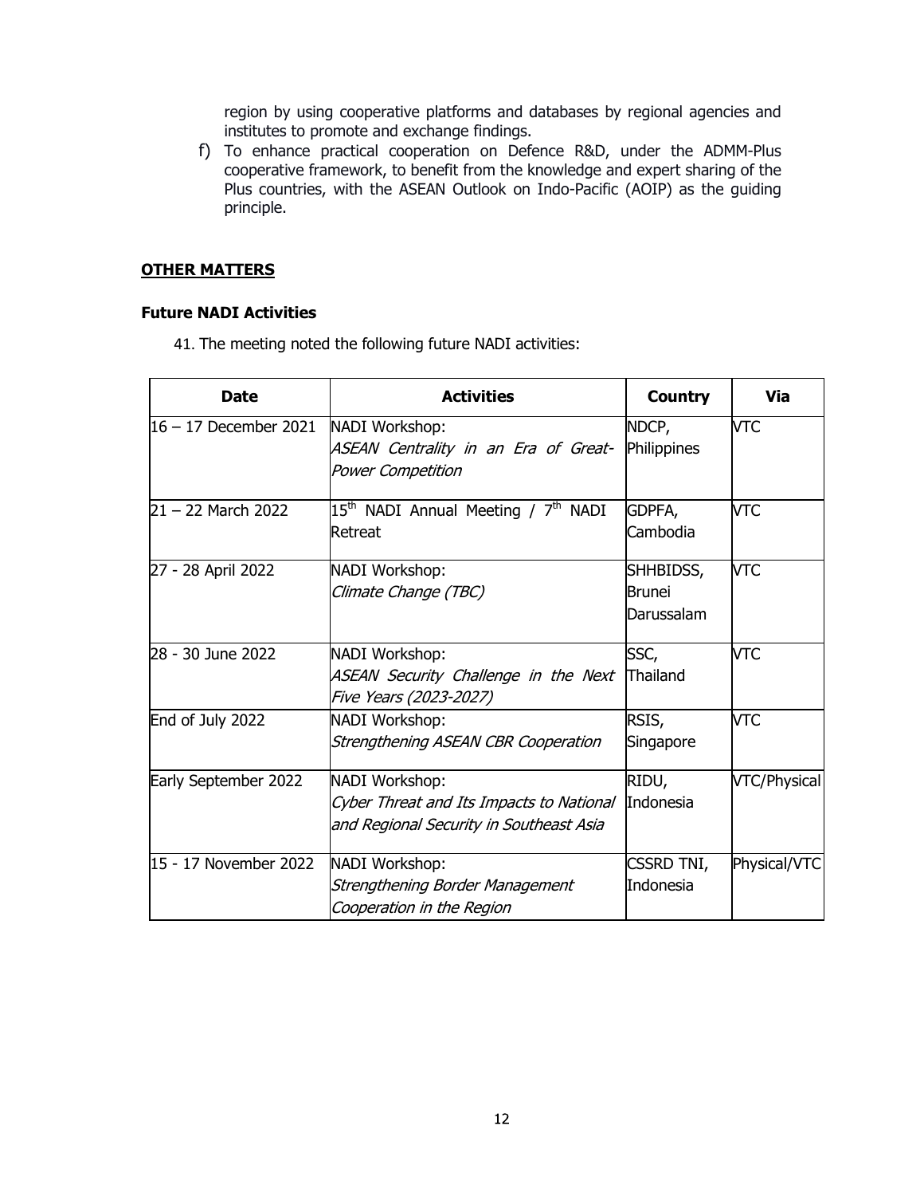region by using cooperative platforms and databases by regional agencies and institutes to promote and exchange findings.

f) To enhance practical cooperation on Defence R&D, under the ADMM-Plus cooperative framework, to benefit from the knowledge and expert sharing of the Plus countries, with the ASEAN Outlook on Indo-Pacific (AOIP) as the guiding principle.

## OTHER MATTERS

### Future NADI Activities

41. The meeting noted the following future NADI activities:

| Date | Activities | Country | Via |
|---|---|---|---|
| 16 – 17 December 2021 | NADI Workshop: *ASEAN Centrality in an Era of Great-Power Competition* | NDCP, Philippines | VTC |
| 21 – 22 March 2022 | 15th NADI Annual Meeting / 7th NADI Retreat | GDPFA, Cambodia | VTC |
| 27 - 28 April 2022 | NADI Workshop: *Climate Change (TBC)* | SHHBIDSS, Brunei Darussalam | VTC |
| 28 - 30 June 2022 | NADI Workshop: *ASEAN Security Challenge in the Next Five Years (2023-2027)* | SSC, Thailand | VTC |
| End of July 2022 | NADI Workshop: *Strengthening ASEAN CBR Cooperation* | RSIS, Singapore | VTC |
| Early September 2022 | NADI Workshop: *Cyber Threat and Its Impacts to National and Regional Security in Southeast Asia* | RIDU, Indonesia | VTC/Physical |
| 15 - 17 November 2022 | NADI Workshop: *Strengthening Border Management Cooperation in the Region* | CSSRD TNI, Indonesia | Physical/VTC |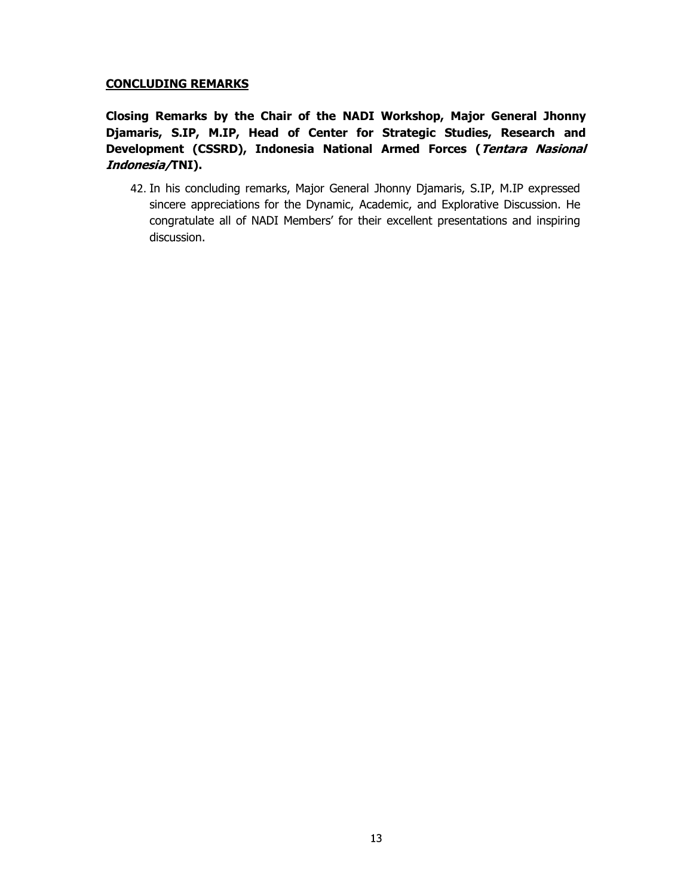## CONCLUDING REMARKS

**Closing Remarks by the Chair of the NADI Workshop, Major General Jhonny Djamaris, S.IP, M.IP, Head of Center for Strategic Studies, Research and Development (CSSRD), Indonesia National Armed Forces (*Tentara Nasional Indonesia*/TNI).**

42. In his concluding remarks, Major General Jhonny Djamaris, S.IP, M.IP expressed sincere appreciations for the Dynamic, Academic, and Explorative Discussion. He congratulate all of NADI Members' for their excellent presentations and inspiring discussion.